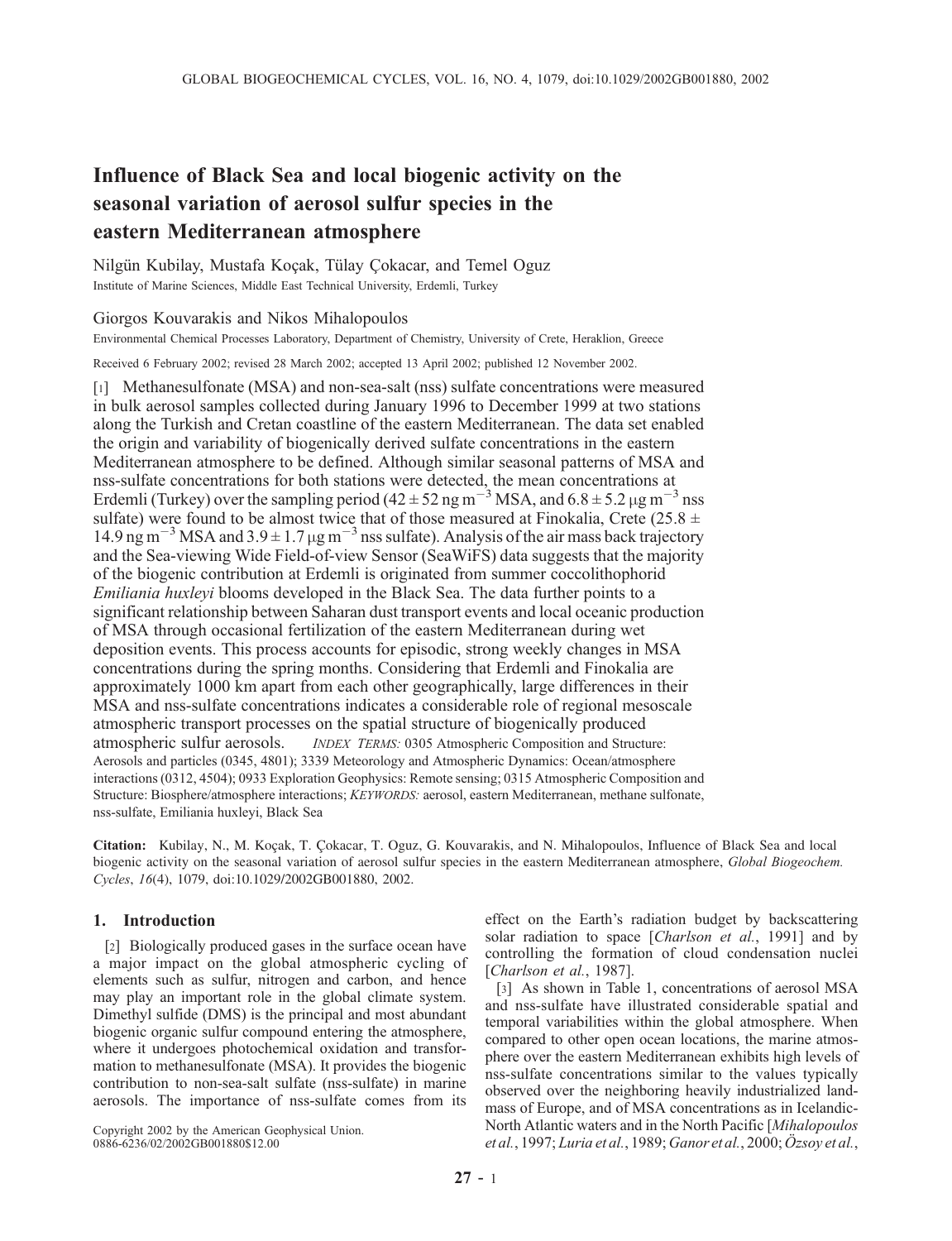# Influence of Black Sea and local biogenic activity on the seasonal variation of aerosol sulfur species in the eastern Mediterranean atmosphere

Nilgün Kubilay, Mustafa Koçak, Tülay Çokacar, and Temel Oguz

Institute of Marine Sciences, Middle East Technical University, Erdemli, Turkey

Giorgos Kouvarakis and Nikos Mihalopoulos

Environmental Chemical Processes Laboratory, Department of Chemistry, University of Crete, Heraklion, Greece

Received 6 February 2002; revised 28 March 2002; accepted 13 April 2002; published 12 November 2002.

[1] Methanesulfonate (MSA) and non-sea-salt (nss) sulfate concentrations were measured in bulk aerosol samples collected during January 1996 to December 1999 at two stations along the Turkish and Cretan coastline of the eastern Mediterranean. The data set enabled the origin and variability of biogenically derived sulfate concentrations in the eastern Mediterranean atmosphere to be defined. Although similar seasonal patterns of MSA and nss-sulfate concentrations for both stations were detected, the mean concentrations at Erdemli (Turkey) over the sampling period ($42 \pm 52$ ng m$^{-3}$ MSA, and $6.8 \pm 5.2$ μg m$^{-3}$ nss sulfate) were found to be almost twice that of those measured at Finokalia, Crete ($25.8 \pm 14.9$ ng m$^{-3}$ MSA and $3.9 \pm 1.7$ μg m$^{-3}$ nss sulfate). Analysis of the air mass back trajectory and the Sea-viewing Wide Field-of-view Sensor (SeaWiFS) data suggests that the majority of the biogenic contribution at Erdemli is originated from summer coccolithophorid *Emiliania huxleyi* blooms developed in the Black Sea. The data further points to a significant relationship between Saharan dust transport events and local oceanic production of MSA through occasional fertilization of the eastern Mediterranean during wet deposition events. This process accounts for episodic, strong weekly changes in MSA concentrations during the spring months. Considering that Erdemli and Finokalia are approximately 1000 km apart from each other geographically, large differences in their MSA and nss-sulfate concentrations indicates a considerable role of regional mesoscale atmospheric transport processes on the spatial structure of biogenically produced atmospheric sulfur aerosols. *INDEX TERMS:* 0305 Atmospheric Composition and Structure: Aerosols and particles (0345, 4801); 3339 Meteorology and Atmospheric Dynamics: Ocean/atmosphere interactions (0312, 4504); 0933 Exploration Geophysics: Remote sensing; 0315 Atmospheric Composition and Structure: Biosphere/atmosphere interactions; *KEYWORDS:* aerosol, eastern Mediterranean, methane sulfonate, nss-sulfate, Emiliania huxleyi, Black Sea

**Citation:** Kubilay, N., M. Koçak, T. Çokacar, T. Oguz, G. Kouvarakis, and N. Mihalopoulos, Influence of Black Sea and local biogenic activity on the seasonal variation of aerosol sulfur species in the eastern Mediterranean atmosphere, *Global Biogeochem. Cycles*, *16*(4), 1079, doi:10.1029/2002GB001880, 2002.

## 1. Introduction

[2] Biologically produced gases in the surface ocean have a major impact on the global atmospheric cycling of elements such as sulfur, nitrogen and carbon, and hence may play an important role in the global climate system. Dimethyl sulfide (DMS) is the principal and most abundant biogenic organic sulfur compound entering the atmosphere, where it undergoes photochemical oxidation and transformation to methanesulfonate (MSA). It provides the biogenic contribution to non-sea-salt sulfate (nss-sulfate) in marine aerosols. The importance of nss-sulfate comes from its effect on the Earth's radiation budget by backscattering solar radiation to space [*Charlson et al.*, 1991] and by controlling the formation of cloud condensation nuclei [*Charlson et al.*, 1987].

[3] As shown in Table 1, concentrations of aerosol MSA and nss-sulfate have illustrated considerable spatial and temporal variabilities within the global atmosphere. When compared to other open ocean locations, the marine atmosphere over the eastern Mediterranean exhibits high levels of nss-sulfate concentrations similar to the values typically observed over the neighboring heavily industrialized landmass of Europe, and of MSA concentrations as in Icelandic-North Atlantic waters and in the North Pacific [*Mihalopoulos et al.*, 1997; *Luria et al.*, 1989; *Ganor et al.*, 2000; *Özsoy et al.*,

Copyright 2002 by the American Geophysical Union.
0886-6236/02/2002GB001880$12.00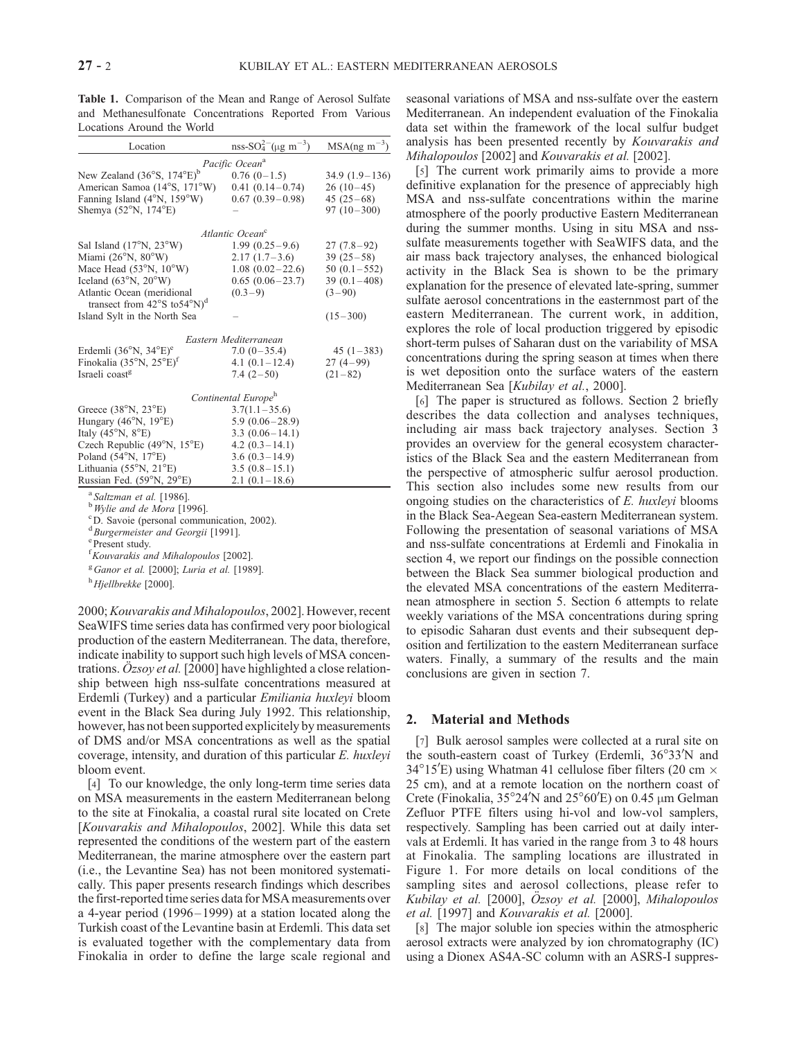**Table 1.** Comparison of the Mean and Range of Aerosol Sulfate and Methanesulfonate Concentrations Reported From Various Locations Around the World

| Location | nss-$SO_4^{2-}$ ($\mu g\ m^{-3}$) | MSA($ng\ m^{-3}$) |
|---|---|---|
| *Pacific Ocean*[a] | | |
| New Zealand (36°S, 174°E)[b] | 0.76 (0–1.5) | 34.9 (1.9–136) |
| American Samoa (14°S, 171°W) | 0.41 (0.14–0.74) | 26 (10–45) |
| Fanning Island (4°N, 159°W) | 0.67 (0.39–0.98) | 45 (25–68) |
| Shemya (52°N, 174°E) | – | 97 (10–300) |
| *Atlantic Ocean*[c] | | |
| Sal Island (17°N, 23°W) | 1.99 (0.25–9.6) | 27 (7.8–92) |
| Miami (26°N, 80°W) | 2.17 (1.7–3.6) | 39 (25–58) |
| Mace Head (53°N, 10°W) | 1.08 (0.02–22.6) | 50 (0.1–552) |
| Iceland (63°N, 20°W) | 0.65 (0.06–23.7) | 39 (0.1–408) |
| Atlantic Ocean (meridional transect from 42°S to54°N)[d] | (0.3–9) | (3–90) |
| Island Sylt in the North Sea | – | (15–300) |
| *Eastern Mediterranean* | | |
| Erdemli (36°N, 34°E)[e] | 7.0 (0–35.4) | 45 (1–383) |
| Finokalia (35°N, 25°E)[f] | 4.1 (0.1–12.4) | 27 (4–99) |
| Israeli coast[g] | 7.4 (2–50) | (21–82) |
| *Continental Europe*[h] | | |
| Greece (38°N, 23°E) | 3.7(1.1–35.6) | |
| Hungary (46°N, 19°E) | 5.9 (0.06–28.9) | |
| Italy (45°N, 8°E) | 3.3 (0.06–14.1) | |
| Czech Republic (49°N, 15°E) | 4.2 (0.3–14.1) | |
| Poland (54°N, 17°E) | 3.6 (0.3–14.9) | |
| Lithuania (55°N, 21°E) | 3.5 (0.8–15.1) | |
| Russian Fed. (59°N, 29°E) | 2.1 (0.1–18.6) | |

[a] *Saltzman et al.* [1986].
[b] *Wylie and de Mora* [1996].
[c] D. Savoie (personal communication, 2002).
[d] *Burgermeister and Georgii* [1991].
[e] Present study.
[f] *Kouvarakis and Mihalopoulos* [2002].
[g] *Ganor et al.* [2000]; *Luria et al.* [1989].
[h] *Hjellbrekke* [2000].

2000; *Kouvarakis and Mihalopoulos*, 2002]. However, recent SeaWIFS time series data has confirmed very poor biological production of the eastern Mediterranean. The data, therefore, indicate inability to support such high levels of MSA concentrations. *Özsoy et al.* [2000] have highlighted a close relationship between high nss-sulfate concentrations measured at Erdemli (Turkey) and a particular *Emiliania huxleyi* bloom event in the Black Sea during July 1992. This relationship, however, has not been supported explicitely by measurements of DMS and/or MSA concentrations as well as the spatial coverage, intensity, and duration of this particular *E. huxleyi* bloom event.

[4] To our knowledge, the only long-term time series data on MSA measurements in the eastern Mediterranean belong to the site at Finokalia, a coastal rural site located on Crete [*Kouvarakis and Mihalopoulos*, 2002]. While this data set represented the conditions of the western part of the eastern Mediterranean, the marine atmosphere over the eastern part (i.e., the Levantine Sea) has not been monitored systematically. This paper presents research findings which describes the first-reported time series data for MSA measurements over a 4-year period (1996–1999) at a station located along the Turkish coast of the Levantine basin at Erdemli. This data set is evaluated together with the complementary data from Finokalia in order to define the large scale regional and seasonal variations of MSA and nss-sulfate over the eastern Mediterranean. An independent evaluation of the Finokalia data set within the framework of the local sulfur budget analysis has been presented recently by *Kouvarakis and Mihalopoulos* [2002] and *Kouvarakis et al.* [2002].

[5] The current work primarily aims to provide a more definitive explanation for the presence of appreciably high MSA and nss-sulfate concentrations within the marine atmosphere of the poorly productive Eastern Mediterranean during the summer months. Using in situ MSA and nss-sulfate measurements together with SeaWIFS data, and the air mass back trajectory analyses, the enhanced biological activity in the Black Sea is shown to be the primary explanation for the presence of elevated late-spring, summer sulfate aerosol concentrations in the easternmost part of the eastern Mediterranean. The current work, in addition, explores the role of local production triggered by episodic short-term pulses of Saharan dust on the variability of MSA concentrations during the spring season at times when there is wet deposition onto the surface waters of the eastern Mediterranean Sea [*Kubilay et al.*, 2000].

[6] The paper is structured as follows. Section 2 briefly describes the data collection and analyses techniques, including air mass back trajectory analyses. Section 3 provides an overview for the general ecosystem characteristics of the Black Sea and the eastern Mediterranean from the perspective of atmospheric sulfur aerosol production. This section also includes some new results from our ongoing studies on the characteristics of *E. huxleyi* blooms in the Black Sea-Aegean Sea-eastern Mediterranean system. Following the presentation of seasonal variations of MSA and nss-sulfate concentrations at Erdemli and Finokalia in section 4, we report our findings on the possible connection between the Black Sea summer biological production and the elevated MSA concentrations of the eastern Mediterranean atmosphere in section 5. Section 6 attempts to relate weekly variations of the MSA concentrations during spring to episodic Saharan dust events and their subsequent deposition and fertilization to the eastern Mediterranean surface waters. Finally, a summary of the results and the main conclusions are given in section 7.

## 2. Material and Methods

[7] Bulk aerosol samples were collected at a rural site on the south-eastern coast of Turkey (Erdemli, 36°33′N and 34°15′E) using Whatman 41 cellulose fiber filters (20 cm × 25 cm), and at a remote location on the northern coast of Crete (Finokalia, 35°24′N and 25°60′E) on 0.45 μm Gelman Zefluor PTFE filters using hi-vol and low-vol samplers, respectively. Sampling has been carried out at daily intervals at Erdemli. It has varied in the range from 3 to 48 hours at Finokalia. The sampling locations are illustrated in Figure 1. For more details on local conditions of the sampling sites and aerosol collections, please refer to *Kubilay et al.* [2000], *Özsoy et al.* [2000], *Mihalopoulos et al.* [1997] and *Kouvarakis et al.* [2000].

[8] The major soluble ion species within the atmospheric aerosol extracts were analyzed by ion chromatography (IC) using a Dionex AS4A-SC column with an ASRS-I suppres-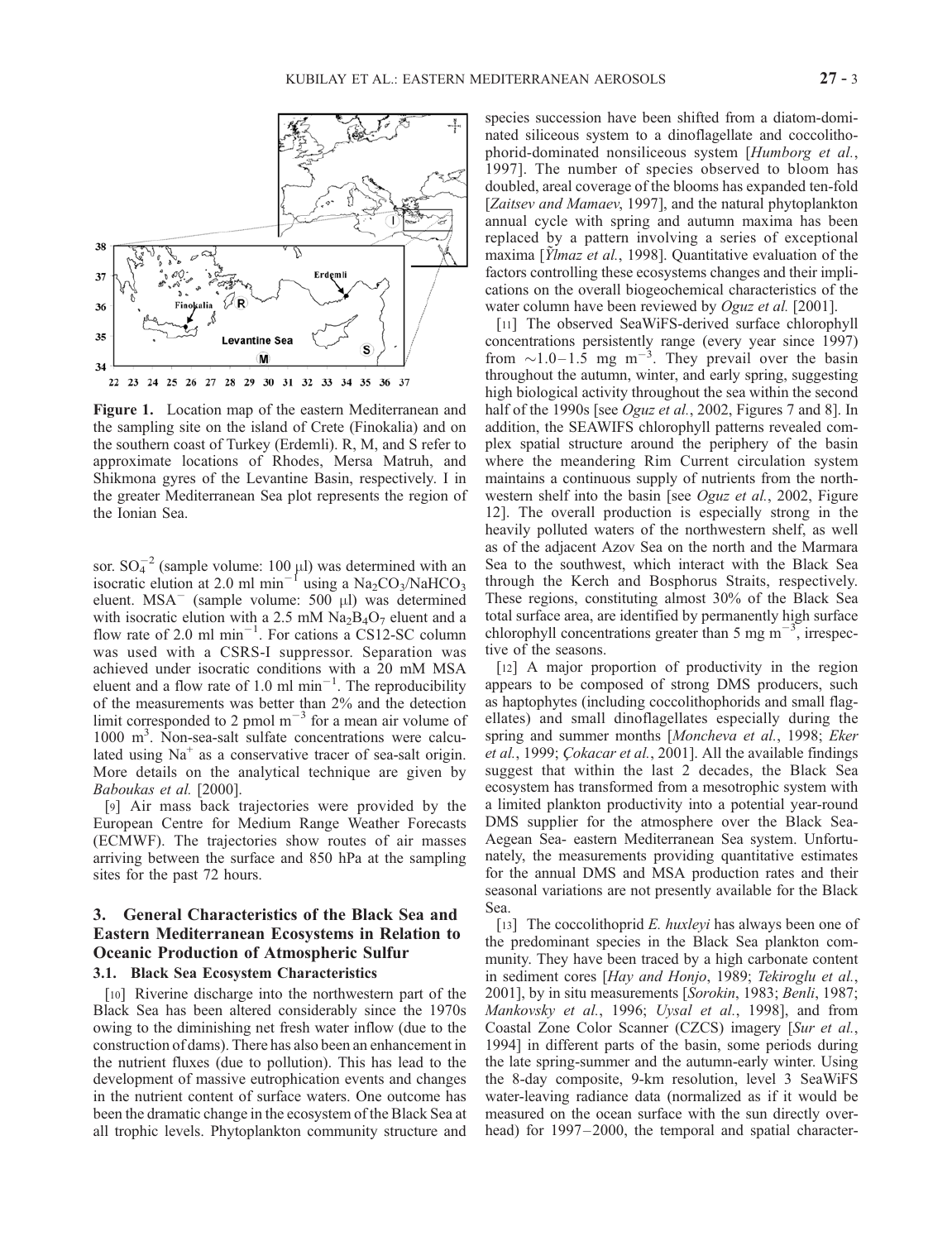**Figure 1.** Location map of the eastern Mediterranean and the sampling site on the island of Crete (Finokalia) and on the southern coast of Turkey (Erdemli). R, M, and S refer to approximate locations of Rhodes, Mersa Matruh, and Shikmona gyres of the Levantine Basin, respectively. I in the greater Mediterranean Sea plot represents the region of the Ionian Sea.

sor. $SO_4^{-2}$ (sample volume: 100 μl) was determined with an isocratic elution at 2.0 ml min$^{-1}$ using a $Na_2CO_3/NaHCO_3$ eluent. $MSA^-$ (sample volume: 500 μl) was determined with isocratic elution with a 2.5 mM $Na_2B_4O_7$ eluent and a flow rate of 2.0 ml min$^{-1}$. For cations a CS12-SC column was used with a CSRS-I suppressor. Separation was achieved under isocratic conditions with a 20 mM MSA eluent and a flow rate of 1.0 ml min$^{-1}$. The reproducibility of the measurements was better than 2% and the detection limit corresponded to 2 pmol m$^{-3}$ for a mean air volume of 1000 m$^3$. Non-sea-salt sulfate concentrations were calculated using $Na^+$ as a conservative tracer of sea-salt origin. More details on the analytical technique are given by *Baboukas et al.* [2000].

[9] Air mass back trajectories were provided by the European Centre for Medium Range Weather Forecasts (ECMWF). The trajectories show routes of air masses arriving between the surface and 850 hPa at the sampling sites for the past 72 hours.

## 3. General Characteristics of the Black Sea and Eastern Mediterranean Ecosystems in Relation to Oceanic Production of Atmospheric Sulfur

### 3.1. Black Sea Ecosystem Characteristics

[10] Riverine discharge into the northwestern part of the Black Sea has been altered considerably since the 1970s owing to the diminishing net fresh water inflow (due to the construction of dams). There has also been an enhancement in the nutrient fluxes (due to pollution). This has lead to the development of massive eutrophication events and changes in the nutrient content of surface waters. One outcome has been the dramatic change in the ecosystem of the Black Sea at all trophic levels. Phytoplankton community structure and species succession have been shifted from a diatom-dominated siliceous system to a dinoflagellate and coccolithophorid-dominated nonsiliceous system [*Humborg et al.*, 1997]. The number of species observed to bloom has doubled, areal coverage of the blooms has expanded ten-fold [*Zaitsev and Mamaev*, 1997], and the natural phytoplankton annual cycle with spring and autumn maxima has been replaced by a pattern involving a series of exceptional maxima [*Ÿlmaz et al.*, 1998]. Quantitative evaluation of the factors controlling these ecosystems changes and their implications on the overall biogeochemical characteristics of the water column have been reviewed by *Oguz et al.* [2001].

[11] The observed SeaWiFS-derived surface chlorophyll concentrations persistently range (every year since 1997) from ∼1.0–1.5 mg m$^{-3}$. They prevail over the basin throughout the autumn, winter, and early spring, suggesting high biological activity throughout the sea within the second half of the 1990s [see *Oguz et al.*, 2002, Figures 7 and 8]. In addition, the SEAWIFS chlorophyll patterns revealed complex spatial structure around the periphery of the basin where the meandering Rim Current circulation system maintains a continuous supply of nutrients from the northwestern shelf into the basin [see *Oguz et al.*, 2002, Figure 12]. The overall production is especially strong in the heavily polluted waters of the northwestern shelf, as well as of the adjacent Azov Sea on the north and the Marmara Sea to the southwest, which interact with the Black Sea through the Kerch and Bosphorus Straits, respectively. These regions, constituting almost 30% of the Black Sea total surface area, are identified by permanently high surface chlorophyll concentrations greater than 5 mg m$^{-3}$, irrespective of the seasons.

[12] A major proportion of productivity in the region appears to be composed of strong DMS producers, such as haptophytes (including coccolithophorids and small flagellates) and small dinoflagellates especially during the spring and summer months [*Moncheva et al.*, 1998; *Eker et al.*, 1999; *Çokacar et al.*, 2001]. All the available findings suggest that within the last 2 decades, the Black Sea ecosystem has transformed from a mesotrophic system with a limited plankton productivity into a potential year-round DMS supplier for the atmosphere over the Black Sea-Aegean Sea- eastern Mediterranean Sea system. Unfortunately, the measurements providing quantitative estimates for the annual DMS and MSA production rates and their seasonal variations are not presently available for the Black Sea.

[13] The coccolithoprid *E. huxleyi* has always been one of the predominant species in the Black Sea plankton community. They have been traced by a high carbonate content in sediment cores [*Hay and Honjo*, 1989; *Tekiroglu et al.*, 2001], by in situ measurements [*Sorokin*, 1983; *Benli*, 1987; *Mankovsky et al.*, 1996; *Uysal et al.*, 1998], and from Coastal Zone Color Scanner (CZCS) imagery [*Sur et al.*, 1994] in different parts of the basin, some periods during the late spring-summer and the autumn-early winter. Using the 8-day composite, 9-km resolution, level 3 SeaWiFS water-leaving radiance data (normalized as if it would be measured on the ocean surface with the sun directly overhead) for 1997–2000, the temporal and spatial character-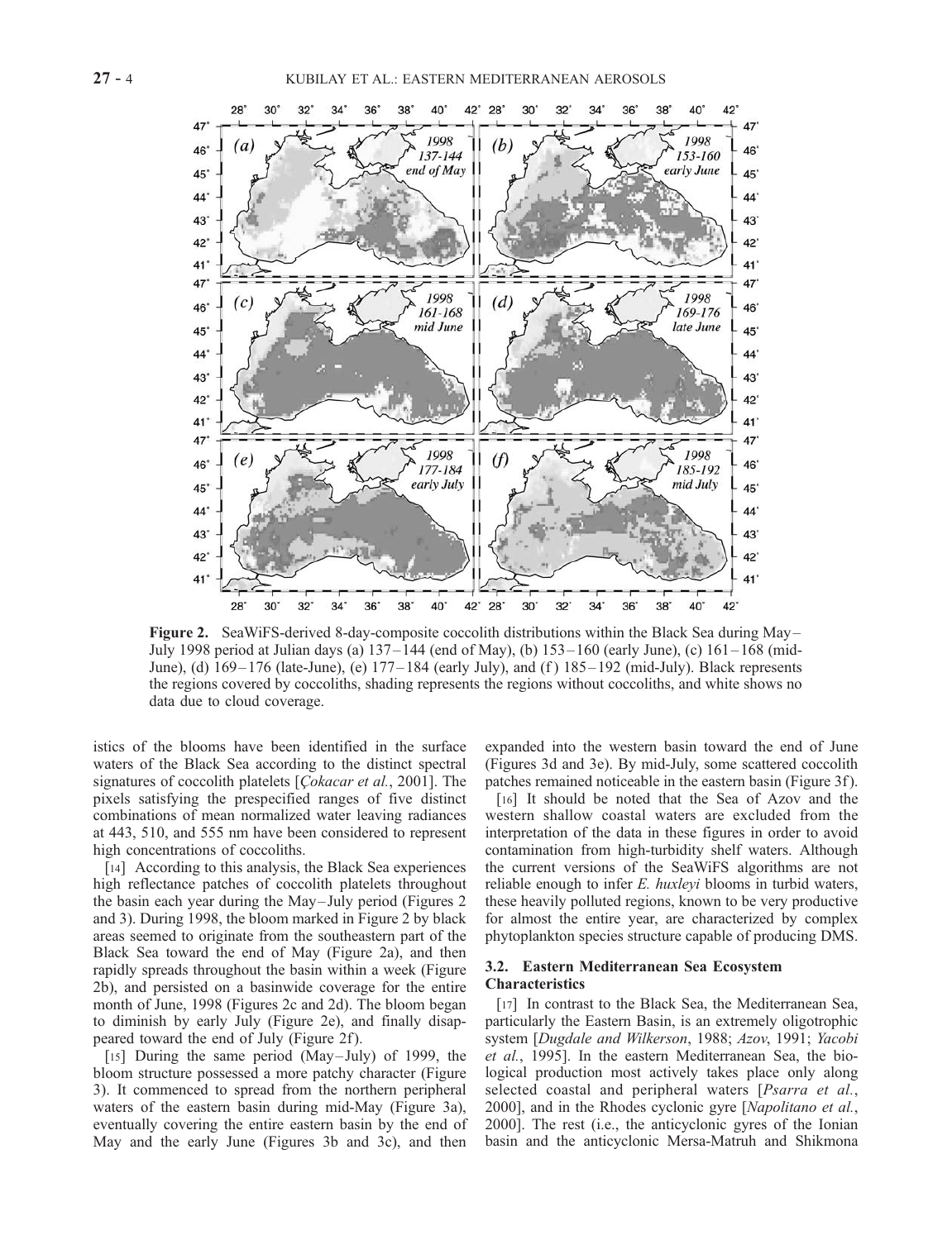**Figure 2.** SeaWiFS-derived 8-day-composite coccolith distributions within the Black Sea during May–July 1998 period at Julian days (a) 137–144 (end of May), (b) 153–160 (early June), (c) 161–168 (mid-June), (d) 169–176 (late-June), (e) 177–184 (early July), and (f) 185–192 (mid-July). Black represents the regions covered by coccoliths, shading represents the regions without coccoliths, and white shows no data due to cloud coverage.

istics of the blooms have been identified in the surface waters of the Black Sea according to the distinct spectral signatures of coccolith platelets [*Çokacar et al.*, 2001]. The pixels satisfying the prespecified ranges of five distinct combinations of mean normalized water leaving radiances at 443, 510, and 555 nm have been considered to represent high concentrations of coccoliths.

[14] According to this analysis, the Black Sea experiences high reflectance patches of coccolith platelets throughout the basin each year during the May–July period (Figures 2 and 3). During 1998, the bloom marked in Figure 2 by black areas seemed to originate from the southeastern part of the Black Sea toward the end of May (Figure 2a), and then rapidly spreads throughout the basin within a week (Figure 2b), and persisted on a basinwide coverage for the entire month of June, 1998 (Figures 2c and 2d). The bloom began to diminish by early July (Figure 2e), and finally disappeared toward the end of July (Figure 2f).

[15] During the same period (May–July) of 1999, the bloom structure possessed a more patchy character (Figure 3). It commenced to spread from the northern peripheral waters of the eastern basin during mid-May (Figure 3a), eventually covering the entire eastern basin by the end of May and the early June (Figures 3b and 3c), and then expanded into the western basin toward the end of June (Figures 3d and 3e). By mid-July, some scattered coccolith patches remained noticeable in the eastern basin (Figure 3f).

[16] It should be noted that the Sea of Azov and the western shallow coastal waters are excluded from the interpretation of the data in these figures in order to avoid contamination from high-turbidity shelf waters. Although the current versions of the SeaWiFS algorithms are not reliable enough to infer *E. huxleyi* blooms in turbid waters, these heavily polluted regions, known to be very productive for almost the entire year, are characterized by complex phytoplankton species structure capable of producing DMS.

### 3.2. Eastern Mediterranean Sea Ecosystem Characteristics

[17] In contrast to the Black Sea, the Mediterranean Sea, particularly the Eastern Basin, is an extremely oligotrophic system [*Dugdale and Wilkerson*, 1988; *Azov*, 1991; *Yacobi et al.*, 1995]. In the eastern Mediterranean Sea, the biological production most actively takes place only along selected coastal and peripheral waters [*Psarra et al.*, 2000], and in the Rhodes cyclonic gyre [*Napolitano et al.*, 2000]. The rest (i.e., the anticyclonic gyres of the Ionian basin and the anticyclonic Mersa-Matruh and Shikmona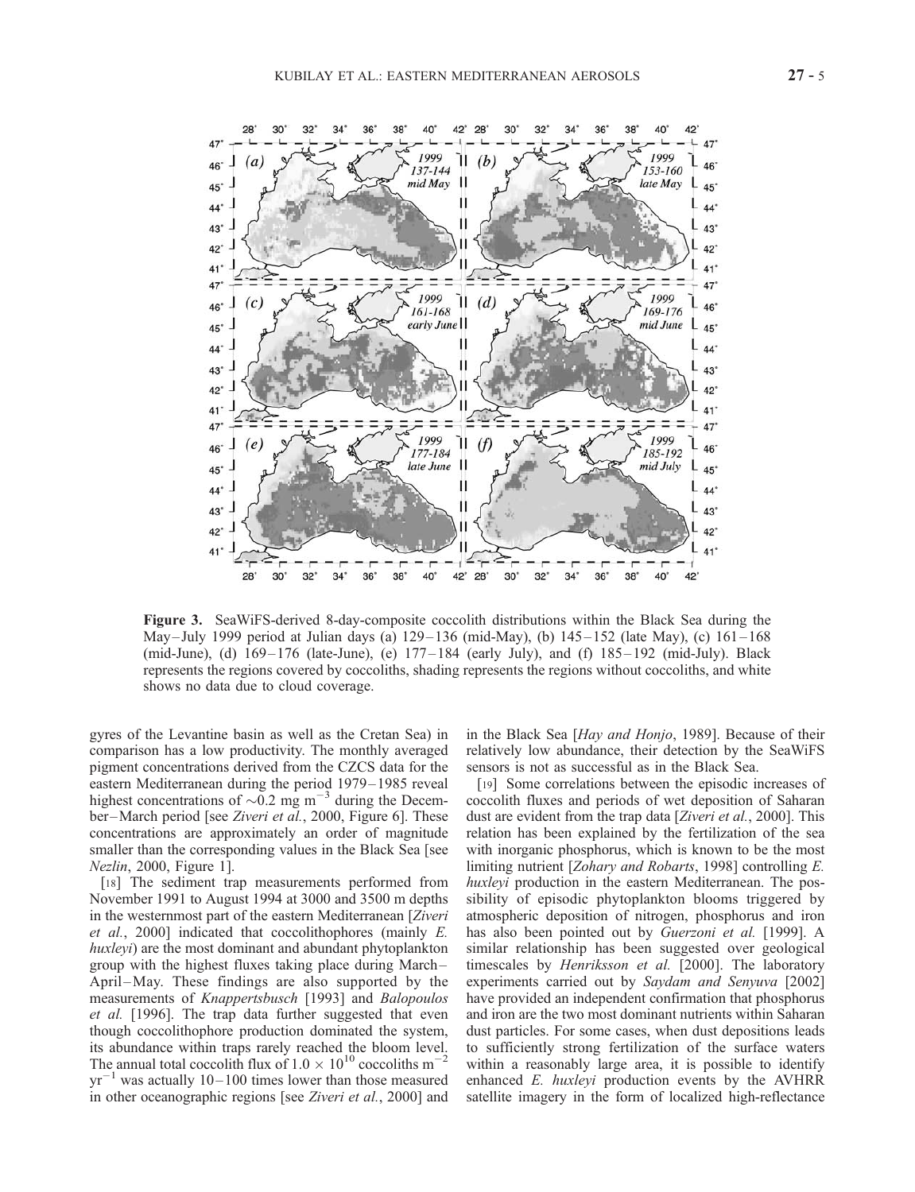**Figure 3.** SeaWiFS-derived 8-day-composite coccolith distributions within the Black Sea during the May–July 1999 period at Julian days (a) 129–136 (mid-May), (b) 145–152 (late May), (c) 161–168 (mid-June), (d) 169–176 (late-June), (e) 177–184 (early July), and (f) 185–192 (mid-July). Black represents the regions covered by coccoliths, shading represents the regions without coccoliths, and white shows no data due to cloud coverage.

gyres of the Levantine basin as well as the Cretan Sea) in comparison has a low productivity. The monthly averaged pigment concentrations derived from the CZCS data for the eastern Mediterranean during the period 1979–1985 reveal highest concentrations of $\sim$0.2 mg m$^{-3}$ during the December–March period [see *Ziveri et al.*, 2000, Figure 6]. These concentrations are approximately an order of magnitude smaller than the corresponding values in the Black Sea [see *Nezlin*, 2000, Figure 1].

[18] The sediment trap measurements performed from November 1991 to August 1994 at 3000 and 3500 m depths in the westernmost part of the eastern Mediterranean [*Ziveri et al.*, 2000] indicated that coccolithophores (mainly *E. huxleyi*) are the most dominant and abundant phytoplankton group with the highest fluxes taking place during March–April–May. These findings are also supported by the measurements of *Knappertsbusch* [1993] and *Balopoulos et al.* [1996]. The trap data further suggested that even though coccolithophore production dominated the system, its abundance within traps rarely reached the bloom level. The annual total coccolith flux of $1.0 \times 10^{10}$ coccoliths m$^{-2}$ yr$^{-1}$ was actually 10–100 times lower than those measured in other oceanographic regions [see *Ziveri et al.*, 2000] and in the Black Sea [*Hay and Honjo*, 1989]. Because of their relatively low abundance, their detection by the SeaWiFS sensors is not as successful as in the Black Sea.

[19] Some correlations between the episodic increases of coccolith fluxes and periods of wet deposition of Saharan dust are evident from the trap data [*Ziveri et al.*, 2000]. This relation has been explained by the fertilization of the sea with inorganic phosphorus, which is known to be the most limiting nutrient [*Zohary and Robarts*, 1998] controlling *E. huxleyi* production in the eastern Mediterranean. The possibility of episodic phytoplankton blooms triggered by atmospheric deposition of nitrogen, phosphorus and iron has also been pointed out by *Guerzoni et al.* [1999]. A similar relationship has been suggested over geological timescales by *Henriksson et al.* [2000]. The laboratory experiments carried out by *Saydam and Senyuva* [2002] have provided an independent confirmation that phosphorus and iron are the two most dominant nutrients within Saharan dust particles. For some cases, when dust depositions leads to sufficiently strong fertilization of the surface waters within a reasonably large area, it is possible to identify enhanced *E. huxleyi* production events by the AVHRR satellite imagery in the form of localized high-reflectance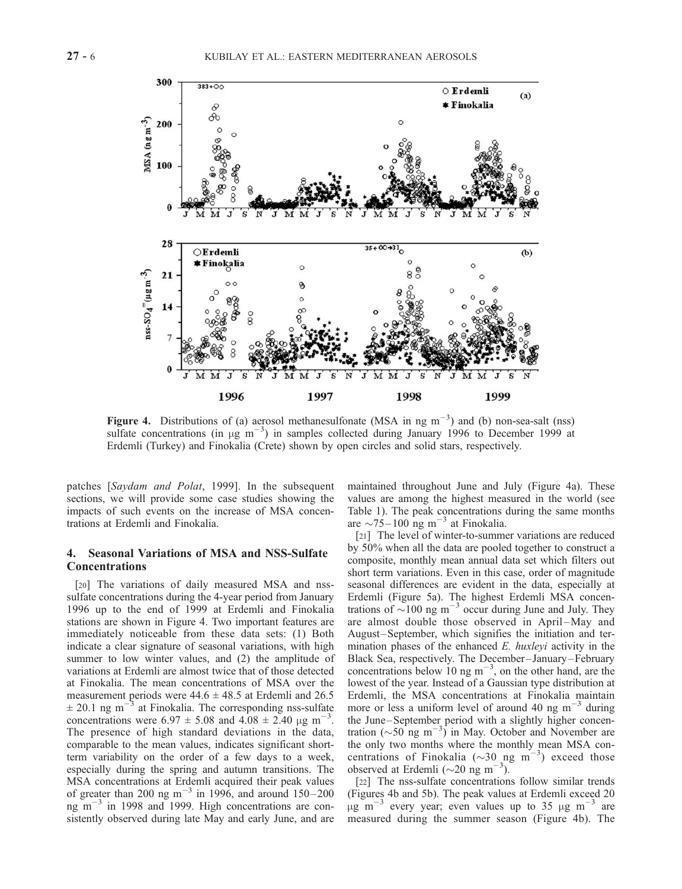**Figure 4.** Distributions of (a) aerosol methanesulfonate (MSA in ng $m^{-3}$) and (b) non-sea-salt (nss) sulfate concentrations (in μg $m^{-3}$) in samples collected during January 1996 to December 1999 at Erdemli (Turkey) and Finokalia (Crete) shown by open circles and solid stars, respectively.

patches [*Saydam and Polat*, 1999]. In the subsequent sections, we will provide some case studies showing the impacts of such events on the increase of MSA concentrations at Erdemli and Finokalia.

## 4. Seasonal Variations of MSA and NSS-Sulfate Concentrations

[20] The variations of daily measured MSA and nss-sulfate concentrations during the 4-year period from January 1996 up to the end of 1999 at Erdemli and Finokalia stations are shown in Figure 4. Two important features are immediately noticeable from these data sets: (1) Both indicate a clear signature of seasonal variations, with high summer to low winter values, and (2) the amplitude of variations at Erdemli are almost twice that of those detected at Finokalia. The mean concentrations of MSA over the measurement periods were 44.6 ± 48.5 at Erdemli and 26.5 ± 20.1 ng $m^{-3}$ at Finokalia. The corresponding nss-sulfate concentrations were 6.97 ± 5.08 and 4.08 ± 2.40 μg $m^{-3}$. The presence of high standard deviations in the data, comparable to the mean values, indicates significant short-term variability on the order of a few days to a week, especially during the spring and autumn transitions. The MSA concentrations at Erdemli acquired their peak values of greater than 200 ng $m^{-3}$ in 1996, and around 150–200 ng $m^{-3}$ in 1998 and 1999. High concentrations are consistently observed during late May and early June, and are maintained throughout June and July (Figure 4a). These values are among the highest measured in the world (see Table 1). The peak concentrations during the same months are ~75–100 ng $m^{-3}$ at Finokalia.

[21] The level of winter-to-summer variations are reduced by 50% when all the data are pooled together to construct a composite, monthly mean annual data set which filters out short term variations. Even in this case, order of magnitude seasonal differences are evident in the data, especially at Erdemli (Figure 5a). The highest Erdemli MSA concentrations of ~100 ng $m^{-3}$ occur during June and July. They are almost double those observed in April–May and August–September, which signifies the initiation and termination phases of the enhanced *E. huxleyi* activity in the Black Sea, respectively. The December–January–February concentrations below 10 ng $m^{-3}$, on the other hand, are the lowest of the year. Instead of a Gaussian type distribution at Erdemli, the MSA concentrations at Finokalia maintain more or less a uniform level of around 40 ng $m^{-3}$ during the June–September period with a slightly higher concentration (~50 ng $m^{-3}$) in May. October and November are the only two months where the monthly mean MSA concentrations of Finokalia (~30 ng $m^{-3}$) exceed those observed at Erdemli (~20 ng $m^{-3}$).

[22] The nss-sulfate concentrations follow similar trends (Figures 4b and 5b). The peak values at Erdemli exceed 20 μg $m^{-3}$ every year; even values up to 35 μg $m^{-3}$ are measured during the summer season (Figure 4b). The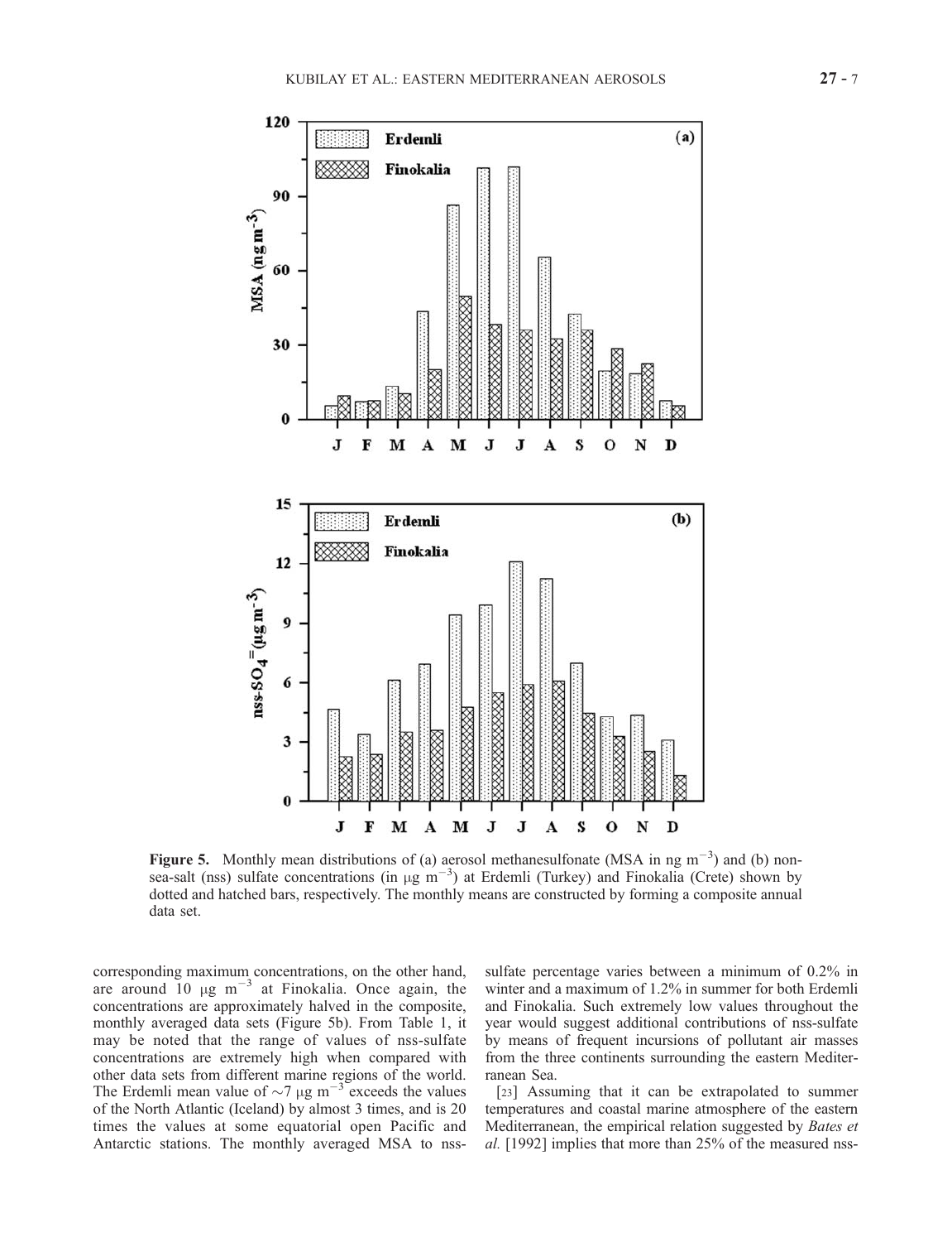**Figure 5.** Monthly mean distributions of (a) aerosol methanesulfonate (MSA in ng $m^{-3}$) and (b) non-sea-salt (nss) sulfate concentrations (in μg $m^{-3}$) at Erdemli (Turkey) and Finokalia (Crete) shown by dotted and hatched bars, respectively. The monthly means are constructed by forming a composite annual data set.

corresponding maximum concentrations, on the other hand, are around 10 μg $m^{-3}$ at Finokalia. Once again, the concentrations are approximately halved in the composite, monthly averaged data sets (Figure 5b). From Table 1, it may be noted that the range of values of nss-sulfate concentrations are extremely high when compared with other data sets from different marine regions of the world. The Erdemli mean value of ~7 μg $m^{-3}$ exceeds the values of the North Atlantic (Iceland) by almost 3 times, and is 20 times the values at some equatorial open Pacific and Antarctic stations. The monthly averaged MSA to nss-sulfate percentage varies between a minimum of 0.2% in winter and a maximum of 1.2% in summer for both Erdemli and Finokalia. Such extremely low values throughout the year would suggest additional contributions of nss-sulfate by means of frequent incursions of pollutant air masses from the three continents surrounding the eastern Mediterranean Sea.

[23] Assuming that it can be extrapolated to summer temperatures and coastal marine atmosphere of the eastern Mediterranean, the empirical relation suggested by *Bates et al.* [1992] implies that more than 25% of the measured nss-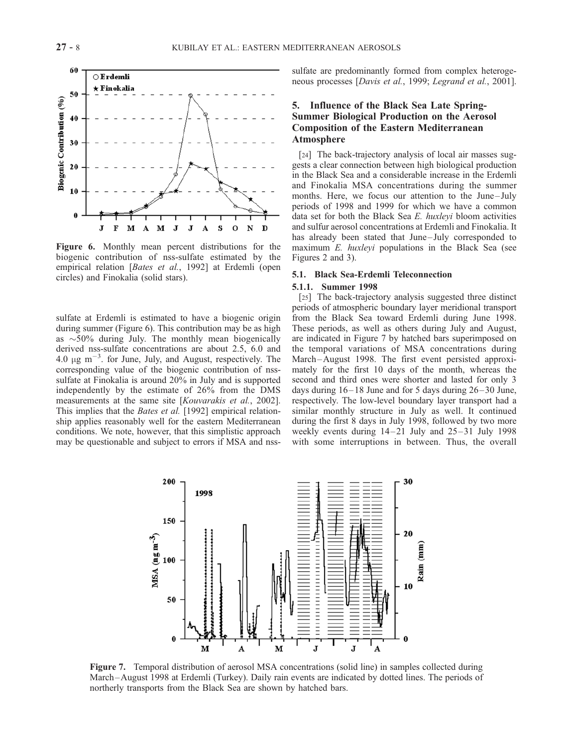Figure 6. Monthly mean percent distributions for the biogenic contribution of nss-sulfate estimated by the empirical relation [*Bates et al.*, 1992] at Erdemli (open circles) and Finokalia (solid stars).

sulfate at Erdemli is estimated to have a biogenic origin during summer (Figure 6). This contribution may be as high as ~50% during July. The monthly mean biogenically derived nss-sulfate concentrations are about 2.5, 6.0 and 4.0 $\mu g\ m^{-3}$. for June, July, and August, respectively. The corresponding value of the biogenic contribution of nss-sulfate at Finokalia is around 20% in July and is supported independently by the estimate of 26% from the DMS measurements at the same site [*Kouvarakis et al.*, 2002]. This implies that the *Bates et al.* [1992] empirical relationship applies reasonably well for the eastern Mediterranean conditions. We note, however, that this simplistic approach may be questionable and subject to errors if MSA and nss-sulfate are predominantly formed from complex heterogeneous processes [*Davis et al.*, 1999; *Legrand et al.*, 2001].

## 5. Influence of the Black Sea Late Spring-Summer Biological Production on the Aerosol Composition of the Eastern Mediterranean Atmosphere

[24] The back-trajectory analysis of local air masses suggests a clear connection between high biological production in the Black Sea and a considerable increase in the Erdemli and Finokalia MSA concentrations during the summer months. Here, we focus our attention to the June–July periods of 1998 and 1999 for which we have a common data set for both the Black Sea *E. huxleyi* bloom activities and sulfur aerosol concentrations at Erdemli and Finokalia. It has already been stated that June–July corresponded to maximum *E. huxleyi* populations in the Black Sea (see Figures 2 and 3).

### 5.1. Black Sea-Erdemli Teleconnection

#### 5.1.1. Summer 1998

[25] The back-trajectory analysis suggested three distinct periods of atmospheric boundary layer meridional transport from the Black Sea toward Erdemli during June 1998. These periods, as well as others during July and August, are indicated in Figure 7 by hatched bars superimposed on the temporal variations of MSA concentrations during March–August 1998. The first event persisted approximately for the first 10 days of the month, whereas the second and third ones were shorter and lasted for only 3 days during 16–18 June and for 5 days during 26–30 June, respectively. The low-level boundary layer transport had a similar monthly structure in July as well. It continued during the first 8 days in July 1998, followed by two more weekly events during 14–21 July and 25–31 July 1998 with some interruptions in between. Thus, the overall

Figure 7. Temporal distribution of aerosol MSA concentrations (solid line) in samples collected during March–August 1998 at Erdemli (Turkey). Daily rain events are indicated by dotted lines. The periods of northerly transports from the Black Sea are shown by hatched bars.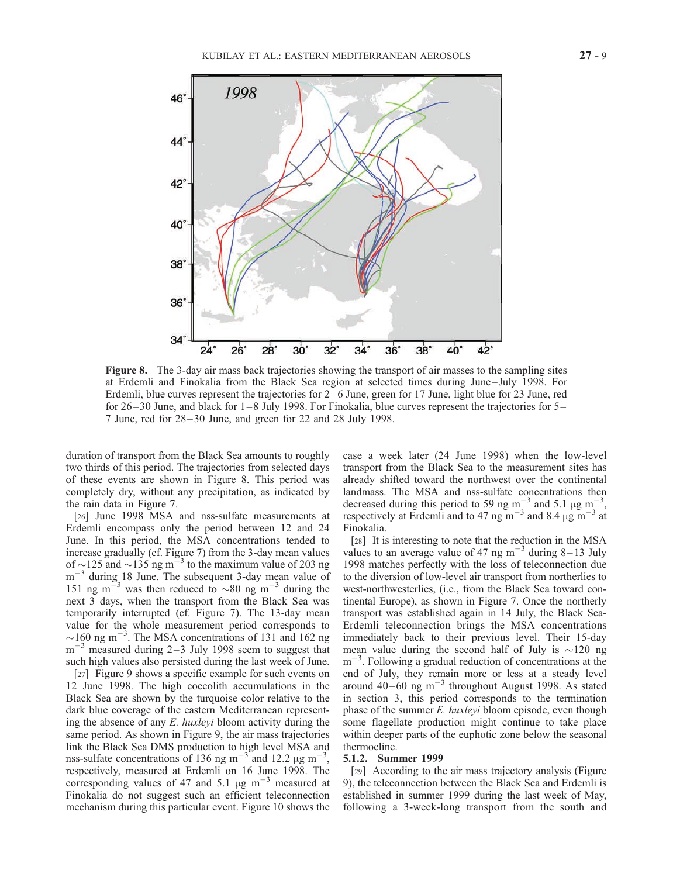**Figure 8.** The 3-day air mass back trajectories showing the transport of air masses to the sampling sites at Erdemli and Finokalia from the Black Sea region at selected times during June–July 1998. For Erdemli, blue curves represent the trajectories for 2–6 June, green for 17 June, light blue for 23 June, red for 26–30 June, and black for 1–8 July 1998. For Finokalia, blue curves represent the trajectories for 5–7 June, red for 28–30 June, and green for 22 and 28 July 1998.

duration of transport from the Black Sea amounts to roughly two thirds of this period. The trajectories from selected days of these events are shown in Figure 8. This period was completely dry, without any precipitation, as indicated by the rain data in Figure 7.

[26] June 1998 MSA and nss-sulfate measurements at Erdemli encompass only the period between 12 and 24 June. In this period, the MSA concentrations tended to increase gradually (cf. Figure 7) from the 3-day mean values of ~125 and ~135 ng m$^{-3}$ to the maximum value of 203 ng m$^{-3}$ during 18 June. The subsequent 3-day mean value of 151 ng m$^{-3}$ was then reduced to ~80 ng m$^{-3}$ during the next 3 days, when the transport from the Black Sea was temporarily interrupted (cf. Figure 7). The 13-day mean value for the whole measurement period corresponds to ~160 ng m$^{-3}$. The MSA concentrations of 131 and 162 ng m$^{-3}$ measured during 2–3 July 1998 seem to suggest that such high values also persisted during the last week of June.

[27] Figure 9 shows a specific example for such events on 12 June 1998. The high coccolith accumulations in the Black Sea are shown by the turquoise color relative to the dark blue coverage of the eastern Mediterranean representing the absence of any *E. huxleyi* bloom activity during the same period. As shown in Figure 9, the air mass trajectories link the Black Sea DMS production to high level MSA and nss-sulfate concentrations of 136 ng m$^{-3}$ and 12.2 μg m$^{-3}$, respectively, measured at Erdemli on 16 June 1998. The corresponding values of 47 and 5.1 μg m$^{-3}$ measured at Finokalia do not suggest such an efficient teleconnection mechanism during this particular event. Figure 10 shows the case a week later (24 June 1998) when the low-level transport from the Black Sea to the measurement sites has already shifted toward the northwest over the continental landmass. The MSA and nss-sulfate concentrations then decreased during this period to 59 ng m$^{-3}$ and 5.1 μg m$^{-3}$, respectively at Erdemli and to 47 ng m$^{-3}$ and 8.4 μg m$^{-3}$ at Finokalia.

[28] It is interesting to note that the reduction in the MSA values to an average value of 47 ng m$^{-3}$ during 8–13 July 1998 matches perfectly with the loss of teleconnection due to the diversion of low-level air transport from northerlies to west-northwesterlies, (i.e., from the Black Sea toward continental Europe), as shown in Figure 7. Once the northerly transport was established again in 14 July, the Black Sea-Erdemli teleconnection brings the MSA concentrations immediately back to their previous level. Their 15-day mean value during the second half of July is ~120 ng m$^{-3}$. Following a gradual reduction of concentrations at the end of July, they remain more or less at a steady level around 40–60 ng m$^{-3}$ throughout August 1998. As stated in section 3, this period corresponds to the termination phase of the summer *E. huxleyi* bloom episode, even though some flagellate production might continue to take place within deeper parts of the euphotic zone below the seasonal thermocline.

#### 5.1.2. Summer 1999

[29] According to the air mass trajectory analysis (Figure 9), the teleconnection between the Black Sea and Erdemli is established in summer 1999 during the last week of May, following a 3-week-long transport from the south and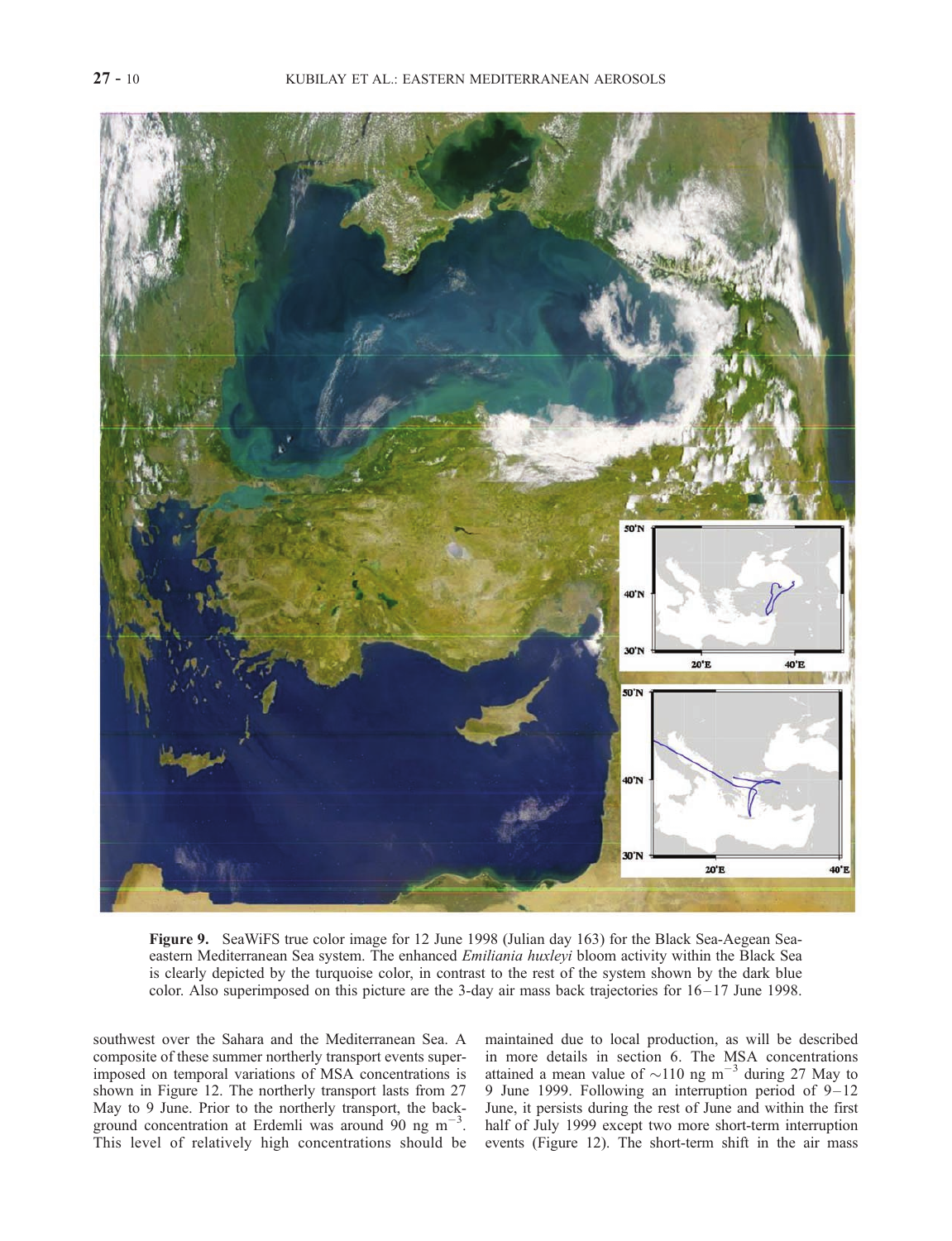**Figure 9.** SeaWiFS true color image for 12 June 1998 (Julian day 163) for the Black Sea-Aegean Sea-eastern Mediterranean Sea system. The enhanced *Emiliania huxleyi* bloom activity within the Black Sea is clearly depicted by the turquoise color, in contrast to the rest of the system shown by the dark blue color. Also superimposed on this picture are the 3-day air mass back trajectories for 16–17 June 1998.

southwest over the Sahara and the Mediterranean Sea. A composite of these summer northerly transport events superimposed on temporal variations of MSA concentrations is shown in Figure 12. The northerly transport lasts from 27 May to 9 June. Prior to the northerly transport, the background concentration at Erdemli was around 90 ng $m^{-3}$. This level of relatively high concentrations should be maintained due to local production, as will be described in more details in section 6. The MSA concentrations attained a mean value of ~110 ng $m^{-3}$ during 27 May to 9 June 1999. Following an interruption period of 9–12 June, it persists during the rest of June and within the first half of July 1999 except two more short-term interruption events (Figure 12). The short-term shift in the air mass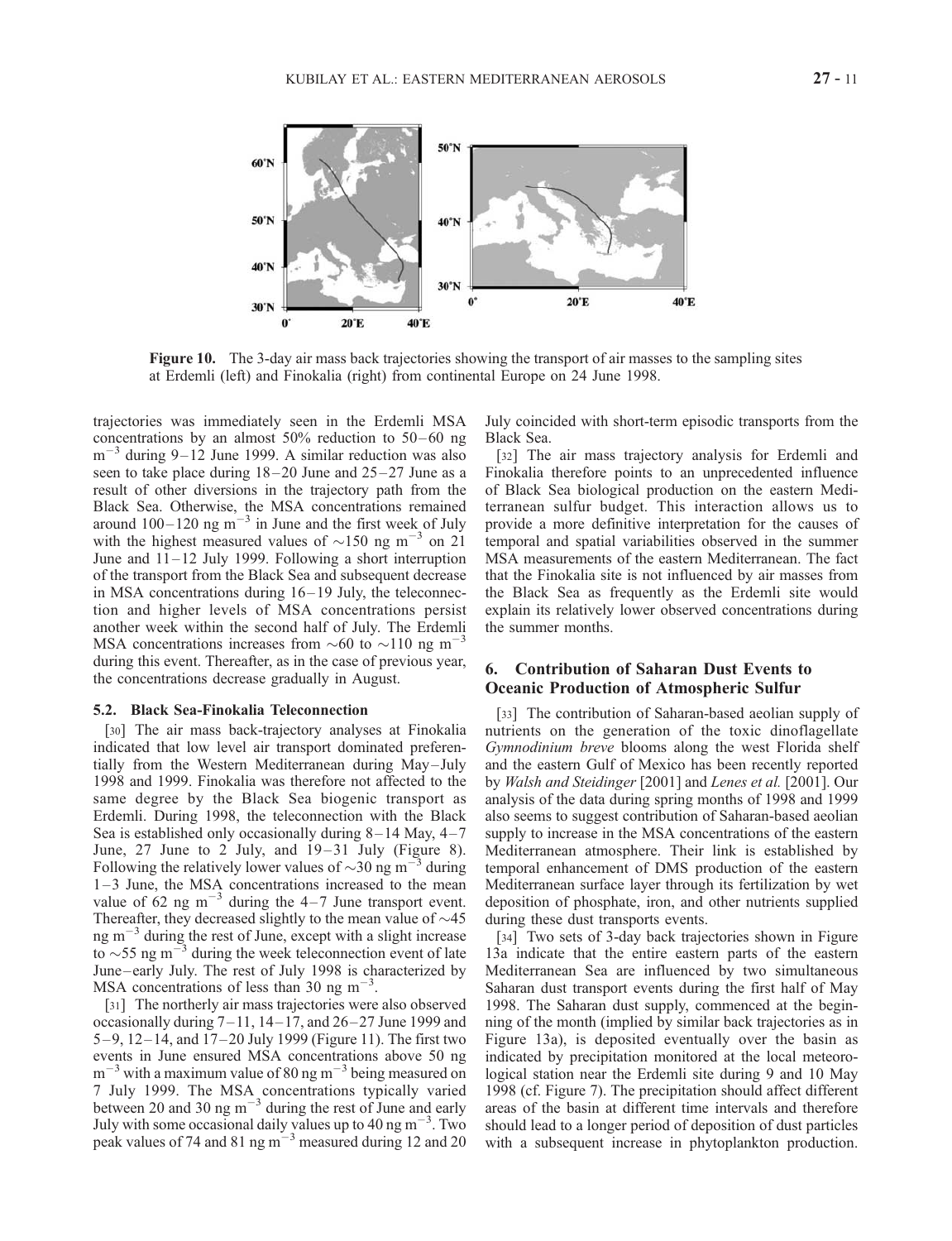**Figure 10.** The 3-day air mass back trajectories showing the transport of air masses to the sampling sites at Erdemli (left) and Finokalia (right) from continental Europe on 24 June 1998.

trajectories was immediately seen in the Erdemli MSA concentrations by an almost 50% reduction to 50–60 ng $m^{-3}$ during 9–12 June 1999. A similar reduction was also seen to take place during 18–20 June and 25–27 June as a result of other diversions in the trajectory path from the Black Sea. Otherwise, the MSA concentrations remained around 100–120 ng $m^{-3}$ in June and the first week of July with the highest measured values of ~150 ng $m^{-3}$ on 21 June and 11–12 July 1999. Following a short interruption of the transport from the Black Sea and subsequent decrease in MSA concentrations during 16–19 July, the teleconnection and higher levels of MSA concentrations persist another week within the second half of July. The Erdemli MSA concentrations increases from ~60 to ~110 ng $m^{-3}$ during this event. Thereafter, as in the case of previous year, the concentrations decrease gradually in August.

### 5.2. Black Sea-Finokalia Teleconnection

[30] The air mass back-trajectory analyses at Finokalia indicated that low level air transport dominated preferentially from the Western Mediterranean during May–July 1998 and 1999. Finokalia was therefore not affected to the same degree by the Black Sea biogenic transport as Erdemli. During 1998, the teleconnection with the Black Sea is established only occasionally during 8–14 May, 4–7 June, 27 June to 2 July, and 19–31 July (Figure 8). Following the relatively lower values of ~30 ng $m^{-3}$ during 1–3 June, the MSA concentrations increased to the mean value of 62 ng $m^{-3}$ during the 4–7 June transport event. Thereafter, they decreased slightly to the mean value of ~45 ng $m^{-3}$ during the rest of June, except with a slight increase to ~55 ng $m^{-3}$ during the week teleconnection event of late June–early July. The rest of July 1998 is characterized by MSA concentrations of less than 30 ng $m^{-3}$.

[31] The northerly air mass trajectories were also observed occasionally during 7–11, 14–17, and 26–27 June 1999 and 5–9, 12–14, and 17–20 July 1999 (Figure 11). The first two events in June ensured MSA concentrations above 50 ng $m^{-3}$ with a maximum value of 80 ng $m^{-3}$ being measured on 7 July 1999. The MSA concentrations typically varied between 20 and 30 ng $m^{-3}$ during the rest of June and early July with some occasional daily values up to 40 ng $m^{-3}$. Two peak values of 74 and 81 ng $m^{-3}$ measured during 12 and 20 July coincided with short-term episodic transports from the Black Sea.

[32] The air mass trajectory analysis for Erdemli and Finokalia therefore points to an unprecedented influence of Black Sea biological production on the eastern Mediterranean sulfur budget. This interaction allows us to provide a more definitive interpretation for the causes of temporal and spatial variabilities observed in the summer MSA measurements of the eastern Mediterranean. The fact that the Finokalia site is not influenced by air masses from the Black Sea as frequently as the Erdemli site would explain its relatively lower observed concentrations during the summer months.

## 6. Contribution of Saharan Dust Events to Oceanic Production of Atmospheric Sulfur

[33] The contribution of Saharan-based aeolian supply of nutrients on the generation of the toxic dinoflagellate *Gymnodinium breve* blooms along the west Florida shelf and the eastern Gulf of Mexico has been recently reported by *Walsh and Steidinger* [2001] and *Lenes et al.* [2001]. Our analysis of the data during spring months of 1998 and 1999 also seems to suggest contribution of Saharan-based aeolian supply to increase in the MSA concentrations of the eastern Mediterranean atmosphere. Their link is established by temporal enhancement of DMS production of the eastern Mediterranean surface layer through its fertilization by wet deposition of phosphate, iron, and other nutrients supplied during these dust transports events.

[34] Two sets of 3-day back trajectories shown in Figure 13a indicate that the entire eastern parts of the eastern Mediterranean Sea are influenced by two simultaneous Saharan dust transport events during the first half of May 1998. The Saharan dust supply, commenced at the beginning of the month (implied by similar back trajectories as in Figure 13a), is deposited eventually over the basin as indicated by precipitation monitored at the local meteorological station near the Erdemli site during 9 and 10 May 1998 (cf. Figure 7). The precipitation should affect different areas of the basin at different time intervals and therefore should lead to a longer period of deposition of dust particles with a subsequent increase in phytoplankton production.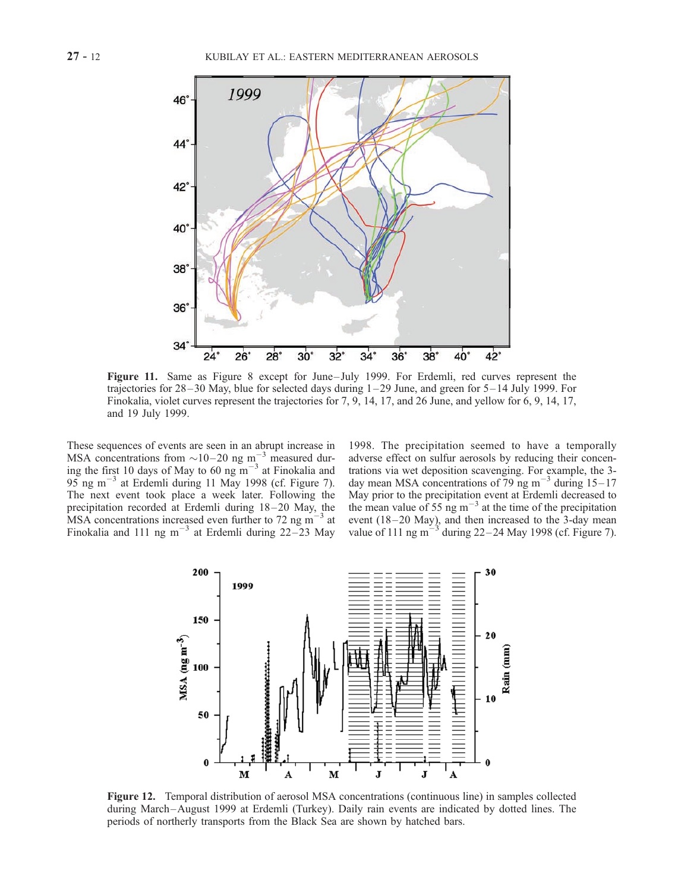**Figure 11.** Same as Figure 8 except for June–July 1999. For Erdemli, red curves represent the trajectories for 28–30 May, blue for selected days during 1–29 June, and green for 5–14 July 1999. For Finokalia, violet curves represent the trajectories for 7, 9, 14, 17, and 26 June, and yellow for 6, 9, 14, 17, and 19 July 1999.

These sequences of events are seen in an abrupt increase in MSA concentrations from ~10–20 ng $m^{-3}$ measured during the first 10 days of May to 60 ng $m^{-3}$ at Finokalia and 95 ng $m^{-3}$ at Erdemli during 11 May 1998 (cf. Figure 7). The next event took place a week later. Following the precipitation recorded at Erdemli during 18–20 May, the MSA concentrations increased even further to 72 ng $m^{-3}$ at Finokalia and 111 ng $m^{-3}$ at Erdemli during 22–23 May 1998. The precipitation seemed to have a temporally adverse effect on sulfur aerosols by reducing their concentrations via wet deposition scavenging. For example, the 3-day mean MSA concentrations of 79 ng $m^{-3}$ during 15–17 May prior to the precipitation event at Erdemli decreased to the mean value of 55 ng $m^{-3}$ at the time of the precipitation event (18–20 May), and then increased to the 3-day mean value of 111 ng $m^{-3}$ during 22–24 May 1998 (cf. Figure 7).

**Figure 12.** Temporal distribution of aerosol MSA concentrations (continuous line) in samples collected during March–August 1999 at Erdemli (Turkey). Daily rain events are indicated by dotted lines. The periods of northerly transports from the Black Sea are shown by hatched bars.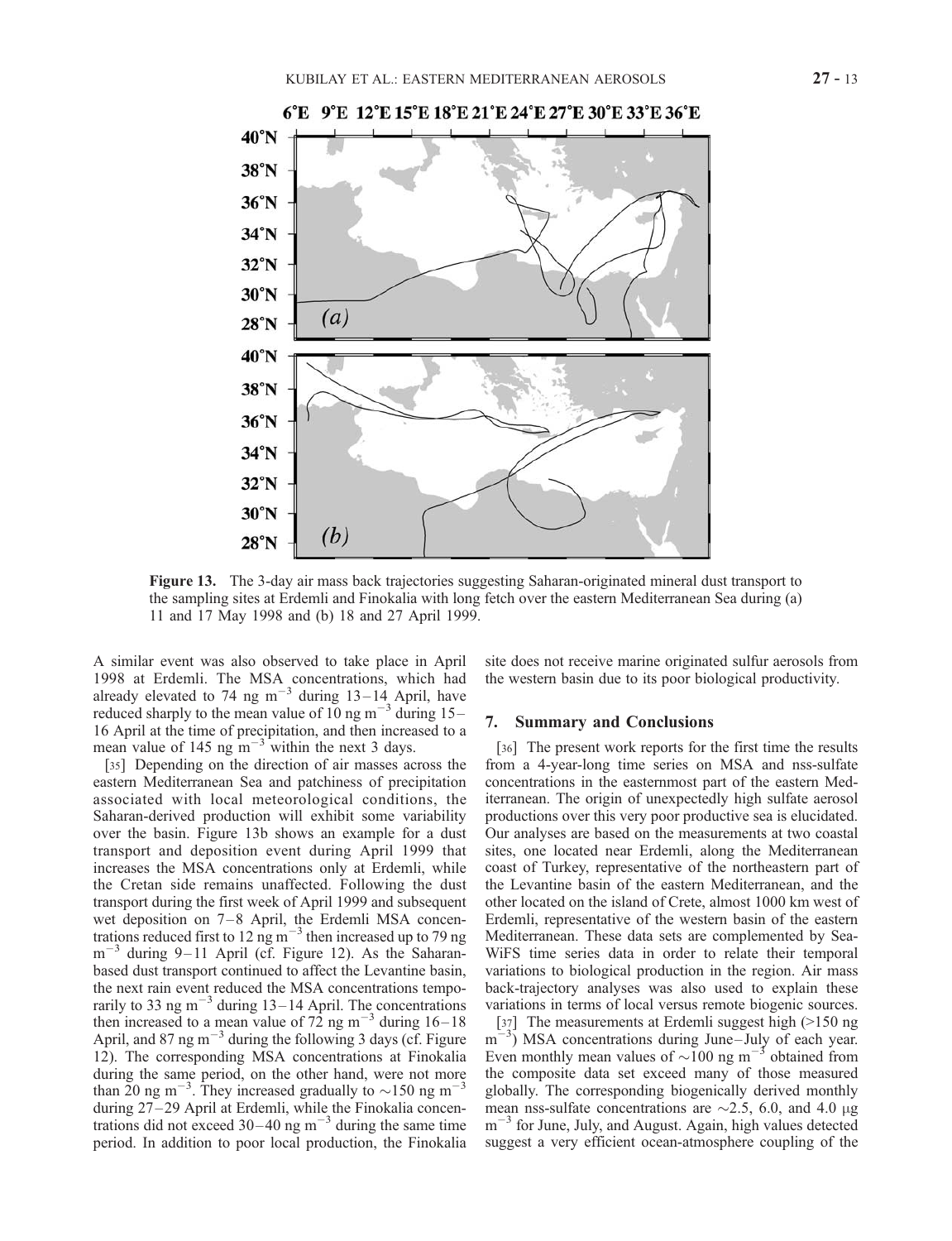**Figure 13.** The 3-day air mass back trajectories suggesting Saharan-originated mineral dust transport to the sampling sites at Erdemli and Finokalia with long fetch over the eastern Mediterranean Sea during (a) 11 and 17 May 1998 and (b) 18 and 27 April 1999.

A similar event was also observed to take place in April 1998 at Erdemli. The MSA concentrations, which had already elevated to 74 ng $m^{-3}$ during 13–14 April, have reduced sharply to the mean value of 10 ng $m^{-3}$ during 15–16 April at the time of precipitation, and then increased to a mean value of 145 ng $m^{-3}$ within the next 3 days.

[35] Depending on the direction of air masses across the eastern Mediterranean Sea and patchiness of precipitation associated with local meteorological conditions, the Saharan-derived production will exhibit some variability over the basin. Figure 13b shows an example for a dust transport and deposition event during April 1999 that increases the MSA concentrations only at Erdemli, while the Cretan side remains unaffected. Following the dust transport during the first week of April 1999 and subsequent wet deposition on 7–8 April, the Erdemli MSA concentrations reduced first to 12 ng $m^{-3}$ then increased up to 79 ng $m^{-3}$ during 9–11 April (cf. Figure 12). As the Saharan-based dust transport continued to affect the Levantine basin, the next rain event reduced the MSA concentrations temporarily to 33 ng $m^{-3}$ during 13–14 April. The concentrations then increased to a mean value of 72 ng $m^{-3}$ during 16–18 April, and 87 ng $m^{-3}$ during the following 3 days (cf. Figure 12). The corresponding MSA concentrations at Finokalia during the same period, on the other hand, were not more than 20 ng $m^{-3}$. They increased gradually to ~150 ng $m^{-3}$ during 27–29 April at Erdemli, while the Finokalia concentrations did not exceed 30–40 ng $m^{-3}$ during the same time period. In addition to poor local production, the Finokalia site does not receive marine originated sulfur aerosols from the western basin due to its poor biological productivity.

## 7. Summary and Conclusions

[36] The present work reports for the first time the results from a 4-year-long time series on MSA and nss-sulfate concentrations in the easternmost part of the eastern Mediterranean. The origin of unexpectedly high sulfate aerosol productions over this very poor productive sea is elucidated. Our analyses are based on the measurements at two coastal sites, one located near Erdemli, along the Mediterranean coast of Turkey, representative of the northeastern part of the Levantine basin of the eastern Mediterranean, and the other located on the island of Crete, almost 1000 km west of Erdemli, representative of the western basin of the eastern Mediterranean. These data sets are complemented by Sea-WiFS time series data in order to relate their temporal variations to biological production in the region. Air mass back-trajectory analyses was also used to explain these variations in terms of local versus remote biogenic sources.

[37] The measurements at Erdemli suggest high (>150 ng $m^{-3}$) MSA concentrations during June–July of each year. Even monthly mean values of ~100 ng $m^{-3}$ obtained from the composite data set exceed many of those measured globally. The corresponding biogenically derived monthly mean nss-sulfate concentrations are ~2.5, 6.0, and 4.0 μg $m^{-3}$ for June, July, and August. Again, high values detected suggest a very efficient ocean-atmosphere coupling of the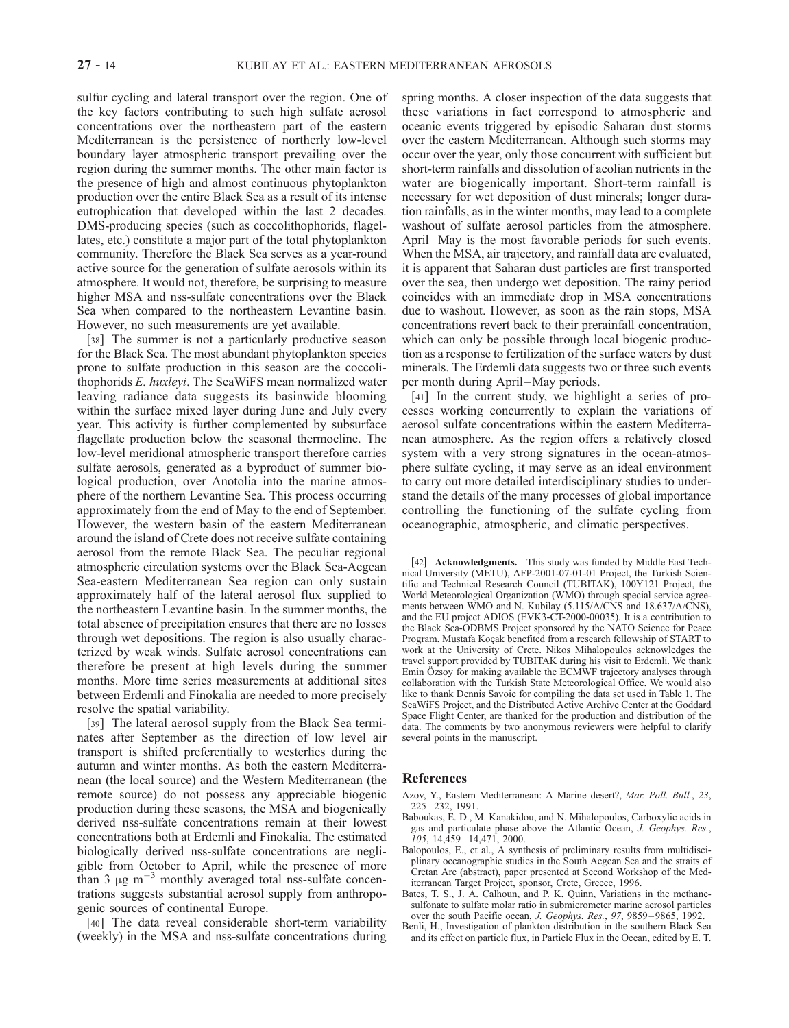sulfur cycling and lateral transport over the region. One of the key factors contributing to such high sulfate aerosol concentrations over the northeastern part of the eastern Mediterranean is the persistence of northerly low-level boundary layer atmospheric transport prevailing over the region during the summer months. The other main factor is the presence of high and almost continuous phytoplankton production over the entire Black Sea as a result of its intense eutrophication that developed within the last 2 decades. DMS-producing species (such as coccolithophorids, flagellates, etc.) constitute a major part of the total phytoplankton community. Therefore the Black Sea serves as a year-round active source for the generation of sulfate aerosols within its atmosphere. It would not, therefore, be surprising to measure higher MSA and nss-sulfate concentrations over the Black Sea when compared to the northeastern Levantine basin. However, no such measurements are yet available.

[38] The summer is not a particularly productive season for the Black Sea. The most abundant phytoplankton species prone to sulfate production in this season are the coccolithophorids *E. huxleyi*. The SeaWiFS mean normalized water leaving radiance data suggests its basinwide blooming within the surface mixed layer during June and July every year. This activity is further complemented by subsurface flagellate production below the seasonal thermocline. The low-level meridional atmospheric transport therefore carries sulfate aerosols, generated as a byproduct of summer biological production, over Anotolia into the marine atmosphere of the northern Levantine Sea. This process occurring approximately from the end of May to the end of September. However, the western basin of the eastern Mediterranean around the island of Crete does not receive sulfate containing aerosol from the remote Black Sea. The peculiar regional atmospheric circulation systems over the Black Sea-Aegean Sea-eastern Mediterranean Sea region can only sustain approximately half of the lateral aerosol flux supplied to the northeastern Levantine basin. In the summer months, the total absence of precipitation ensures that there are no losses through wet depositions. The region is also usually characterized by weak winds. Sulfate aerosol concentrations can therefore be present at high levels during the summer months. More time series measurements at additional sites between Erdemli and Finokalia are needed to more precisely resolve the spatial variability.

[39] The lateral aerosol supply from the Black Sea terminates after September as the direction of low level air transport is shifted preferentially to westerlies during the autumn and winter months. As both the eastern Mediterranean (the local source) and the Western Mediterranean (the remote source) do not possess any appreciable biogenic production during these seasons, the MSA and biogenically derived nss-sulfate concentrations remain at their lowest concentrations both at Erdemli and Finokalia. The estimated biologically derived nss-sulfate concentrations are negligible from October to April, while the presence of more than 3 $\mu g\ m^{-3}$ monthly averaged total nss-sulfate concentrations suggests substantial aerosol supply from anthropogenic sources of continental Europe.

[40] The data reveal considerable short-term variability (weekly) in the MSA and nss-sulfate concentrations during spring months. A closer inspection of the data suggests that these variations in fact correspond to atmospheric and oceanic events triggered by episodic Saharan dust storms over the eastern Mediterranean. Although such storms may occur over the year, only those concurrent with sufficient but short-term rainfalls and dissolution of aeolian nutrients in the water are biogenically important. Short-term rainfall is necessary for wet deposition of dust minerals; longer duration rainfalls, as in the winter months, may lead to a complete washout of sulfate aerosol particles from the atmosphere. April–May is the most favorable periods for such events. When the MSA, air trajectory, and rainfall data are evaluated, it is apparent that Saharan dust particles are first transported over the sea, then undergo wet deposition. The rainy period coincides with an immediate drop in MSA concentrations due to washout. However, as soon as the rain stops, MSA concentrations revert back to their prerainfall concentration, which can only be possible through local biogenic production as a response to fertilization of the surface waters by dust minerals. The Erdemli data suggests two or three such events per month during April–May periods.

[41] In the current study, we highlight a series of processes working concurrently to explain the variations of aerosol sulfate concentrations within the eastern Mediterranean atmosphere. As the region offers a relatively closed system with a very strong signatures in the ocean-atmosphere sulfate cycling, it may serve as an ideal environment to carry out more detailed interdisciplinary studies to understand the details of the many processes of global importance controlling the functioning of the sulfate cycling from oceanographic, atmospheric, and climatic perspectives.

[42] **Acknowledgments.** This study was funded by Middle East Technical University (METU), AFP-2001-07-01-01 Project, the Turkish Scientific and Technical Research Council (TUBITAK), 100Y121 Project, the World Meteorological Organization (WMO) through special service agreements between WMO and N. Kubilay (5.115/A/CNS and 18.637/A/CNS), and the EU project ADIOS (EVK3-CT-2000-00035). It is a contribution to the Black Sea-ODBMS Project sponsored by the NATO Science for Peace Program. Mustafa Koçak benefited from a research fellowship of START to work at the University of Crete. Nikos Mihalopoulos acknowledges the travel support provided by TUBITAK during his visit to Erdemli. We thank Emin Özsoy for making available the ECMWF trajectory analyses through collaboration with the Turkish State Meteorological Office. We would also like to thank Dennis Savoie for compiling the data set used in Table 1. The SeaWiFS Project, and the Distributed Active Archive Center at the Goddard Space Flight Center, are thanked for the production and distribution of the data. The comments by two anonymous reviewers were helpful to clarify several points in the manuscript.

## References

Azov, Y., Eastern Mediterranean: A Marine desert?, *Mar. Poll. Bull.*, *23*, 225–232, 1991.

Baboukas, E. D., M. Kanakidou, and N. Mihalopoulos, Carboxylic acids in gas and particulate phase above the Atlantic Ocean, *J. Geophys. Res.*, *105*, 14,459–14,471, 2000.

Balopoulos, E., et al., A synthesis of preliminary results from multidisciplinary oceanographic studies in the South Aegean Sea and the straits of Cretan Arc (abstract), paper presented at Second Workshop of the Mediterranean Target Project, sponsor, Crete, Greece, 1996.

Bates, T. S., J. A. Calhoun, and P. K. Quinn, Variations in the methanesulfonate to sulfate molar ratio in submicrometer marine aerosol particles over the south Pacific ocean, *J. Geophys. Res.*, *97*, 9859–9865, 1992.

Benli, H., Investigation of plankton distribution in the southern Black Sea and its effect on particle flux, in Particle Flux in the Ocean, edited by E. T.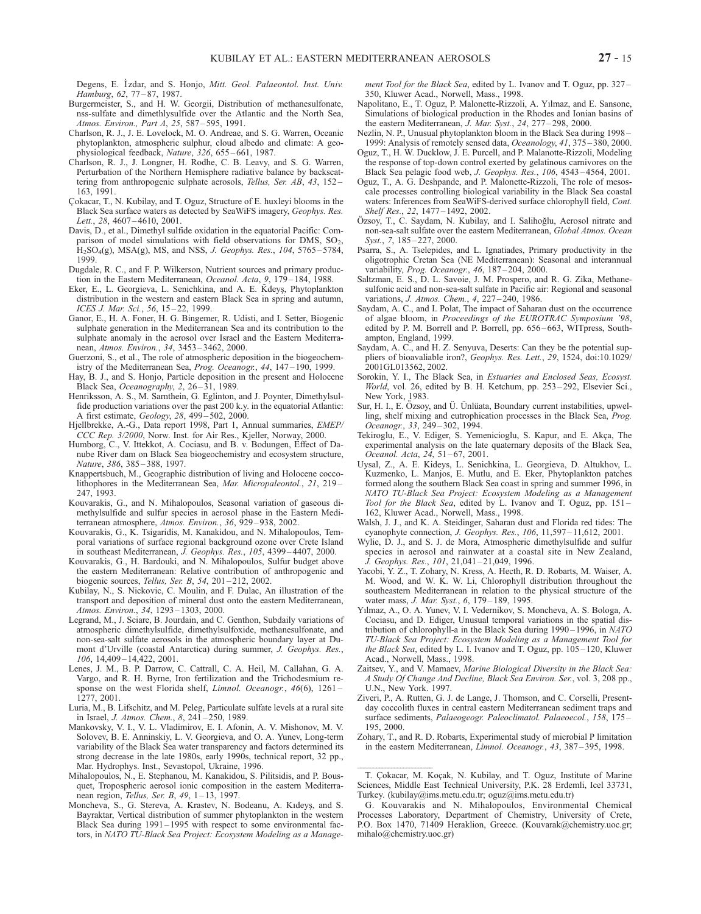Degens, E. İzdar, and S. Honjo, *Mitt. Geol. Palaeontol. Inst. Univ. Hamburg*, *62*, 77–87, 1987.

Burgermeister, S., and H. W. Georgii, Distribution of methanesulfonate, nss-sulfate and dimethylsulfide over the Atlantic and the North Sea, *Atmos. Environ., Part A*, *25*, 587–595, 1991.

Charlson, R. J., J. E. Lovelock, M. O. Andreae, and S. G. Warren, Oceanic phytoplankton, atmospheric sulphur, cloud albedo and climate: A geophysiological feedback, *Nature*, *326*, 655–661, 1987.

Charlson, R. J., J. Longner, H. Rodhe, C. B. Leavy, and S. G. Warren, Perturbation of the Northern Hemisphere radiative balance by backscattering from anthropogenic sulphate aerosols, *Tellus, Ser. AB*, *43*, 152–163, 1991.

Çokacar, T., N. Kubilay, and T. Oguz, Structure of E. huxleyi blooms in the Black Sea surface waters as detected by SeaWiFS imagery, *Geophys. Res. Lett.*, *28*, 4607–4610, 2001.

Davis, D., et al., Dimethyl sulfide oxidation in the equatorial Pacific: Comparison of model simulations with field observations for DMS, $SO_2$, $H_2SO_4$(g), MSA(g), MS, and NSS, *J. Geophys. Res.*, *104*, 5765–5784, 1999.

Dugdale, R. C., and F. P. Wilkerson, Nutrient sources and primary production in the Eastern Mediterranean, *Oceanol. Acta*, *9*, 179–184, 1988.

Eker, E., L. Georgieva, L. Senichkina, and A. E. Kıdeyş, Phytoplankton distribution in the western and eastern Black Sea in spring and autumn, *ICES J. Mar. Sci.*, *56*, 15–22, 1999.

Ganor, E., H. A. Foner, H. G. Bingemer, R. Udisti, and I. Setter, Biogenic sulphate generation in the Mediterranean Sea and its contribution to the sulphate anomaly in the aerosol over Israel and the Eastern Mediterranean, *Atmos. Environ.*, *34*, 3453–3462, 2000.

Guerzoni, S., et al., The role of atmospheric deposition in the biogeochemistry of the Mediterranean Sea, *Prog. Oceanogr.*, *44*, 147–190, 1999.

Hay, B. J., and S. Honjo, Particle deposition in the present and Holocene Black Sea, *Oceanography*, *2*, 26–31, 1989.

Henriksson, A. S., M. Sarnthein, G. Eglinton, and J. Poynter, Dimethylsulfide production variations over the past 200 k.y. in the equatorial Atlantic: A first estimate, *Geology*, *28*, 499–502, 2000.

Hjellbrekke, A.-G., Data report 1998, Part 1, Annual summaries, *EMEP/CCC Rep. 3/2000*, Norw. Inst. for Air Res., Kjeller, Norway, 2000.

Humborg, C., V. Ittekkot, A. Cociasu, and B. v. Bodungen, Effect of Danube River dam on Black Sea biogeochemistry and ecosystem structure, *Nature*, *386*, 385–388, 1997.

Knappertsbuch, M., Geographic distribution of living and Holocene coccolithophores in the Mediterranean Sea, *Mar. Micropaleontol.*, *21*, 219–247, 1993.

Kouvarakis, G., and N. Mihalopoulos, Seasonal variation of gaseous dimethylsulfide and sulfur species in aerosol phase in the Eastern Mediterranean atmosphere, *Atmos. Environ.*, *36*, 929–938, 2002.

Kouvarakis, G., K. Tsigaridis, M. Kanakidou, and N. Mihalopoulos, Temporal variations of surface regional background ozone over Crete Island in southeast Mediterranean, *J. Geophys. Res.*, *105*, 4399–4407, 2000.

Kouvarakis, G., H. Bardouki, and N. Mihalopoulos, Sulfur budget above the eastern Mediterranean: Relative contribution of anthropogenic and biogenic sources, *Tellus, Ser. B*, *54*, 201–212, 2002.

Kubilay, N., S. Nickovic, C. Moulin, and F. Dulac, An illustration of the transport and deposition of mineral dust onto the eastern Mediterranean, *Atmos. Environ.*, *34*, 1293–1303, 2000.

Legrand, M., J. Sciare, B. Jourdain, and C. Genthon, Subdaily variations of atmospheric dimethylsulfide, dimethylsulfoxide, methanesulfonate, and non-sea-salt sulfate aerosols in the atmospheric boundary layer at Dumont d'Urville (coastal Antarctica) during summer, *J. Geophys. Res.*, *106*, 14,409–14,422, 2001.

Lenes, J. M., B. P. Darrow, C. Cattrall, C. A. Heil, M. Callahan, G. A. Vargo, and R. H. Byrne, Iron fertilization and the Trichodesmium response on the west Florida shelf, *Limnol. Oceanogr.*, *46*(6), 1261–1277, 2001.

Luria, M., B. Lifschitz, and M. Peleg, Particulate sulfate levels at a rural site in Israel, *J. Atmos. Chem.*, *8*, 241–250, 1989.

Mankovsky, V. I., V. L. Vladimirov, E. I. Afonin, A. V. Mishonov, M. V. Solovev, B. E. Anninskiy, L. V. Georgieva, and O. A. Yunev, Long-term variability of the Black Sea water transparency and factors determined its strong decrease in the late 1980s, early 1990s, technical report, 32 pp., Mar. Hydrophys. Inst., Sevastopol, Ukraine, 1996.

Mihalopoulos, N., E. Stephanou, M. Kanakidou, S. Pilitsidis, and P. Bousquet, Tropospheric aerosol ionic composition in the eastern Mediterranean region, *Tellus, Ser. B*, *49*, 1–13, 1997.

Moncheva, S., G. Stereva, A. Krastev, N. Bodeanu, A. Kıdeyş, and S. Bayraktar, Vertical distribution of summer phytoplankton in the western Black Sea during 1991–1995 with respect to some environmental factors, in *NATO TU-Black Sea Project: Ecosystem Modeling as a Management Tool for the Black Sea*, edited by L. Ivanov and T. Oguz, pp. 327–350, Kluwer Acad., Norwell, Mass., 1998.

Napolitano, E., T. Oguz, P. Malonette-Rizzoli, A. Yılmaz, and E. Sansone, Simulations of biological production in the Rhodes and Ionian basins of the eastern Mediterranean, *J. Mar. Syst.*, *24*, 277–298, 2000.

Nezlin, N. P., Unusual phytoplankton bloom in the Black Sea during 1998–1999: Analysis of remotely sensed data, *Oceanology*, *41*, 375–380, 2000.

Oguz, T., H. W. Ducklow, J. E. Purcell, and P. Malanotte-Rizzoli, Modeling the response of top-down control exerted by gelatinous carnivores on the Black Sea pelagic food web, *J. Geophys. Res.*, *106*, 4543–4564, 2001.

Oguz, T., A. G. Deshpande, and P. Malonette-Rizzoli, The role of mesoscale processes controlling biological variability in the Black Sea coastal waters: Inferences from SeaWiFS-derived surface chlorophyll field, *Cont. Shelf Res.*, *22*, 1477–1492, 2002.

Özsoy, T., C. Saydam, N. Kubilay, and I. Salihoğlu, Aerosol nitrate and non-sea-salt sulfate over the eastern Mediterranean, *Global Atmos. Ocean Syst.*, *7*, 185–227, 2000.

Psarra, S., A. Tselepides, and L. Ignatiades, Primary productivity in the oligotrophic Cretan Sea (NE Mediterranean): Seasonal and interannual variability, *Prog. Oceanogr.*, *46*, 187–204, 2000.

Saltzman, E. S., D. L. Savoie, J. M. Prospero, and R. G. Zika, Methanesulfonic acid and non-sea-salt sulfate in Pacific air: Regional and seasonal variations, *J. Atmos. Chem.*, *4*, 227–240, 1986.

Saydam, A. C., and I. Polat, The impact of Saharan dust on the occurrence of algae bloom, in *Proceedings of the EUROTRAC Symposium '98*, edited by P. M. Borrell and P. Borrell, pp. 656–663, WITpress, Southampton, England, 1999.

Saydam, A. C., and H. Z. Senyuva, Deserts: Can they be the potential suppliers of bioavaliable iron?, *Geophys. Res. Lett.*, *29*, 1524, doi:10.1029/2001GL013562, 2002.

Sorokin, Y. I., The Black Sea, in *Estuaries and Enclosed Seas, Ecosyst. World*, vol. 26, edited by B. H. Ketchum, pp. 253–292, Elsevier Sci., New York, 1983.

Sur, H. I., E. Özsoy, and Ü. Ünlüata, Boundary current instabilities, upwelling, shelf mixing and eutrophication processes in the Black Sea, *Prog. Oceanogr.*, *33*, 249–302, 1994.

Tekiroglu, E., V. Ediger, S. Yemenicioglu, S. Kapur, and E. Akça, The experimental analysis on the late quaternary deposits of the Black Sea, *Oceanol. Acta*, *24*, 51–67, 2001.

Uysal, Z., A. E. Kideys, L. Senichkina, L. Georgieva, D. Altukhov, L. Kuzmenko, L. Manjos, E. Mutlu, and E. Eker, Phytoplankton patches formed along the southern Black Sea coast in spring and summer 1996, in *NATO TU-Black Sea Project: Ecosystem Modeling as a Management Tool for the Black Sea*, edited by L. Ivanov and T. Oguz, pp. 151–162, Kluwer Acad., Norwell, Mass., 1998.

Walsh, J. J., and K. A. Steidinger, Saharan dust and Florida red tides: The cyanophyte connection, *J. Geophys. Res.*, *106*, 11,597–11,612, 2001.

Wylie, D. J., and S. J. de Mora, Atmospheric dimethylsulfide and sulfur species in aerosol and rainwater at a coastal site in New Zealand, *J. Geophys. Res.*, *101*, 21,041–21,049, 1996.

Yacobi, Y. Z., T. Zohary, N. Kress, A. Hecth, R. D. Roberts, M. Waiser, A. M. Wood, and W. K. W. Li, Chlorophyll distribution throughout the southeastern Mediterranean in relation to the physical structure of the water mass, *J. Mar. Syst.*, *6*, 179–189, 1995.

Yılmaz, A., O. A. Yunev, V. I. Vedernikov, S. Moncheva, A. S. Bologa, A. Cociasu, and D. Ediger, Unusual temporal variations in the spatial distribution of chlorophyll-a in the Black Sea during 1990–1996, in *NATO TU-Black Sea Project: Ecosystem Modeling as a Management Tool for the Black Sea*, edited by L. I. Ivanov and T. Oguz, pp. 105–120, Kluwer Acad., Norwell, Mass., 1998.

Zaitsev, Y., and V. Mamaev, *Marine Biological Diversity in the Black Sea: A Study Of Change And Decline, Black Sea Environ. Ser.*, vol. 3, 208 pp., U.N., New York. 1997.

Ziveri, P., A. Rutten, G. J. de Lange, J. Thomson, and C. Corselli, Present-day coccolith fluxes in central eastern Mediterranean sediment traps and surface sediments, *Palaeogeogr. Paleoclimatol. Palaeoecol.*, *158*, 175–195, 2000.

Zohary, T., and R. D. Robarts, Experimental study of microbial P limitation in the eastern Mediterranean, *Limnol. Oceanogr.*, *43*, 387–395, 1998.

---

T. Çokacar, M. Koçak, N. Kubilay, and T. Oguz, Institute of Marine Sciences, Middle East Technical University, P.K. 28 Erdemli, Icel 33731, Turkey. (kubilay@ims.metu.edu.tr; oguz@ims.metu.edu.tr)

G. Kouvarakis and N. Mihalopoulos, Environmental Chemical Processes Laboratory, Department of Chemistry, University of Crete, P.O. Box 1470, 71409 Heraklion, Greece. (Kouvarak@chemistry.uoc.gr; mihalo@chemistry.uoc.gr)